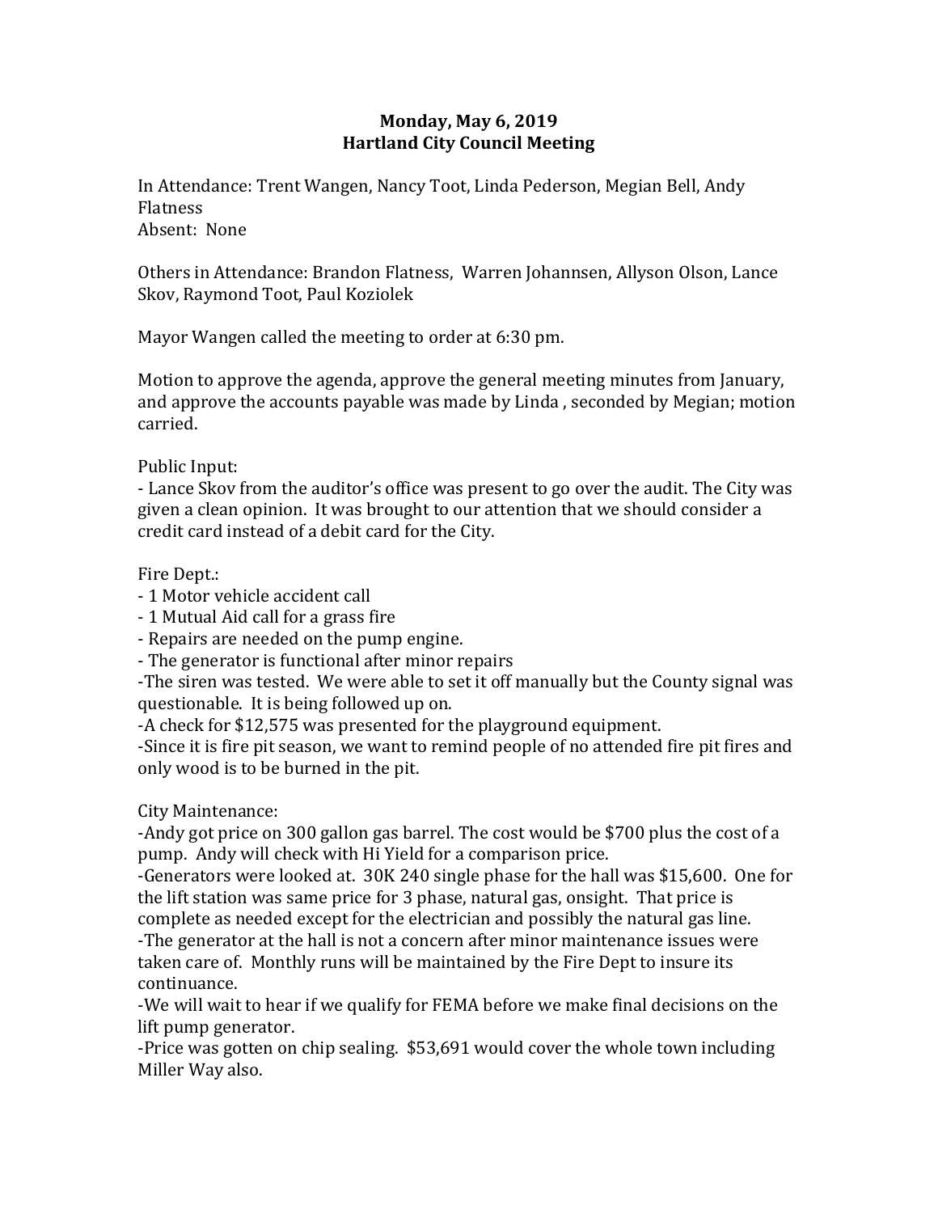**Monday, May 6, 2019**
**Hartland City Council Meeting**

In Attendance: Trent Wangen, Nancy Toot, Linda Pederson, Megian Bell, Andy Flatness
Absent: None

Others in Attendance: Brandon Flatness, Warren Johannsen, Allyson Olson, Lance Skov, Raymond Toot, Paul Koziolek

Mayor Wangen called the meeting to order at 6:30 pm.

Motion to approve the agenda, approve the general meeting minutes from January, and approve the accounts payable was made by Linda , seconded by Megian; motion carried.

Public Input:
- Lance Skov from the auditor's office was present to go over the audit. The City was given a clean opinion. It was brought to our attention that we should consider a credit card instead of a debit card for the City.

Fire Dept.:
- 1 Motor vehicle accident call
- 1 Mutual Aid call for a grass fire
- Repairs are needed on the pump engine.
- The generator is functional after minor repairs
- The siren was tested. We were able to set it off manually but the County signal was questionable. It is being followed up on.
- A check for $12,575 was presented for the playground equipment.
- Since it is fire pit season, we want to remind people of no attended fire pit fires and only wood is to be burned in the pit.

City Maintenance:
- Andy got price on 300 gallon gas barrel. The cost would be $700 plus the cost of a pump. Andy will check with Hi Yield for a comparison price.
- Generators were looked at. 30K 240 single phase for the hall was $15,600. One for the lift station was same price for 3 phase, natural gas, onsight. That price is complete as needed except for the electrician and possibly the natural gas line.
- The generator at the hall is not a concern after minor maintenance issues were taken care of. Monthly runs will be maintained by the Fire Dept to insure its continuance.
- We will wait to hear if we qualify for FEMA before we make final decisions on the lift pump generator.
- Price was gotten on chip sealing. $53,691 would cover the whole town including Miller Way also.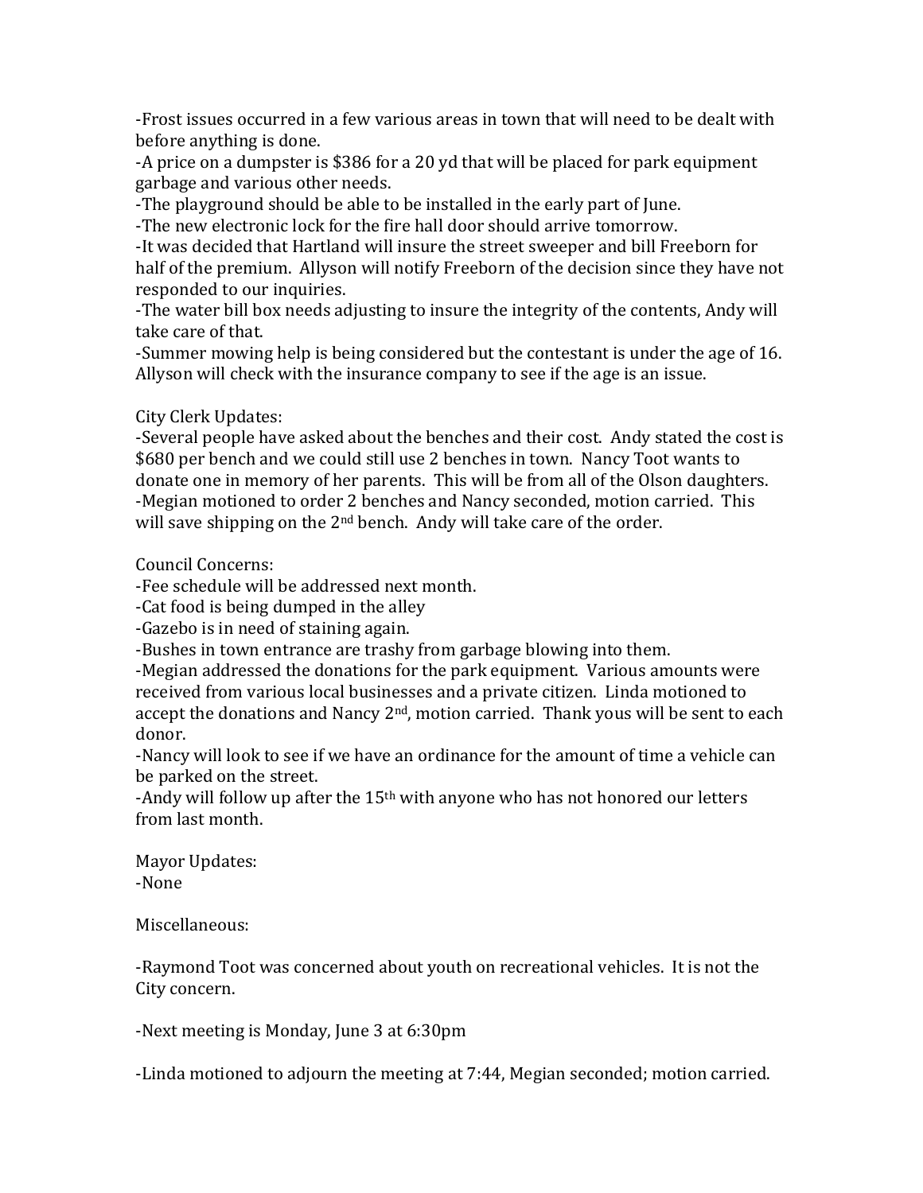-Frost issues occurred in a few various areas in town that will need to be dealt with before anything is done.
-A price on a dumpster is $386 for a 20 yd that will be placed for park equipment garbage and various other needs.
-The playground should be able to be installed in the early part of June.
-The new electronic lock for the fire hall door should arrive tomorrow.
-It was decided that Hartland will insure the street sweeper and bill Freeborn for half of the premium. Allyson will notify Freeborn of the decision since they have not responded to our inquiries.
-The water bill box needs adjusting to insure the integrity of the contents, Andy will take care of that.
-Summer mowing help is being considered but the contestant is under the age of 16. Allyson will check with the insurance company to see if the age is an issue.

City Clerk Updates:
-Several people have asked about the benches and their cost. Andy stated the cost is $680 per bench and we could still use 2 benches in town. Nancy Toot wants to donate one in memory of her parents. This will be from all of the Olson daughters.
-Megian motioned to order 2 benches and Nancy seconded, motion carried. This will save shipping on the 2nd bench. Andy will take care of the order.

Council Concerns:
-Fee schedule will be addressed next month.
-Cat food is being dumped in the alley
-Gazebo is in need of staining again.
-Bushes in town entrance are trashy from garbage blowing into them.
-Megian addressed the donations for the park equipment. Various amounts were received from various local businesses and a private citizen. Linda motioned to accept the donations and Nancy 2nd, motion carried. Thank yous will be sent to each donor.
-Nancy will look to see if we have an ordinance for the amount of time a vehicle can be parked on the street.
-Andy will follow up after the 15th with anyone who has not honored our letters from last month.

Mayor Updates:
-None

Miscellaneous:

-Raymond Toot was concerned about youth on recreational vehicles. It is not the City concern.

-Next meeting is Monday, June 3 at 6:30pm

-Linda motioned to adjourn the meeting at 7:44, Megian seconded; motion carried.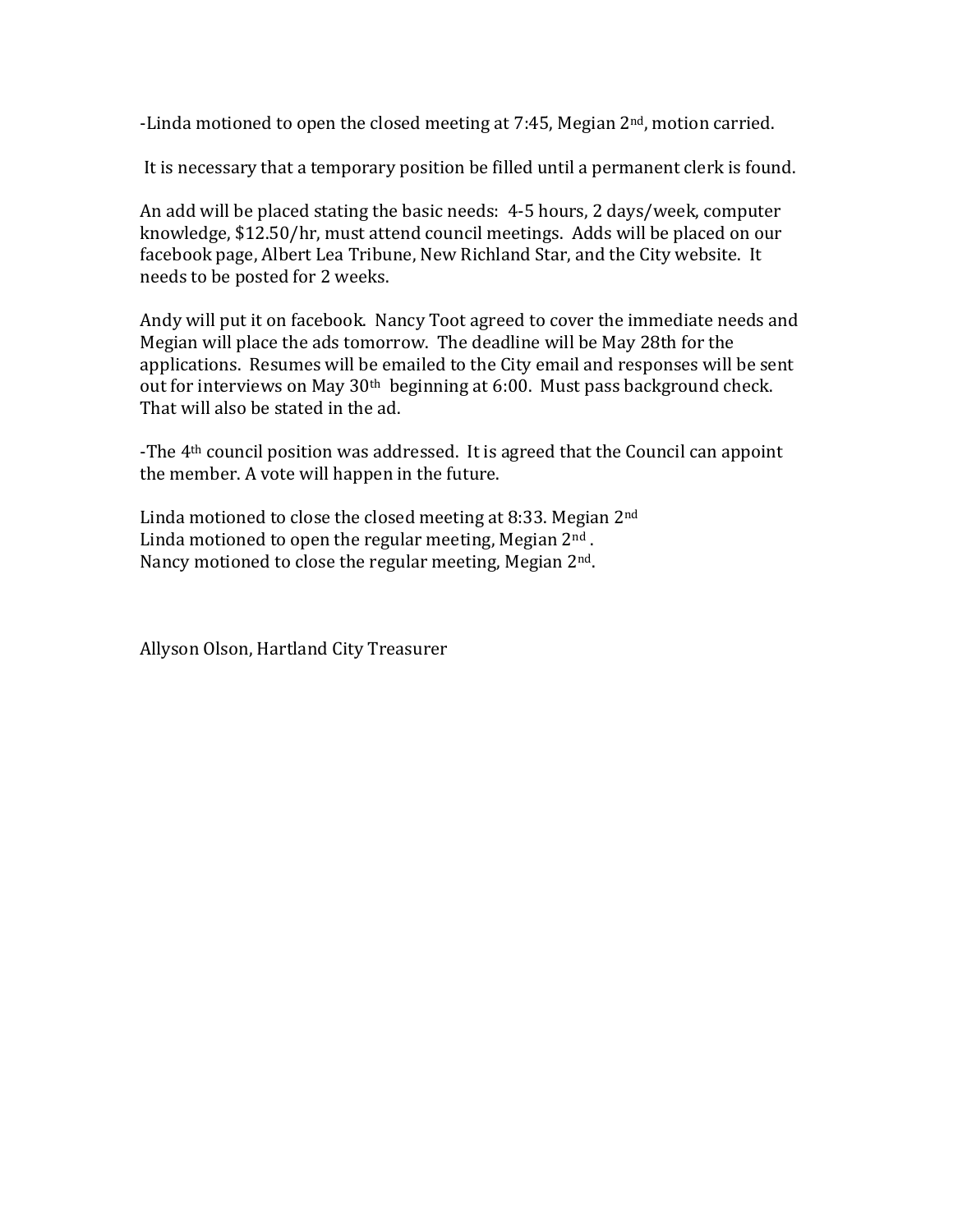-Linda motioned to open the closed meeting at 7:45, Megian 2nd, motion carried.

It is necessary that a temporary position be filled until a permanent clerk is found.

An add will be placed stating the basic needs: 4-5 hours, 2 days/week, computer knowledge, $12.50/hr, must attend council meetings. Adds will be placed on our facebook page, Albert Lea Tribune, New Richland Star, and the City website. It needs to be posted for 2 weeks.

Andy will put it on facebook. Nancy Toot agreed to cover the immediate needs and Megian will place the ads tomorrow. The deadline will be May 28th for the applications. Resumes will be emailed to the City email and responses will be sent out for interviews on May 30th beginning at 6:00. Must pass background check. That will also be stated in the ad.

-The 4th council position was addressed. It is agreed that the Council can appoint the member. A vote will happen in the future.

Linda motioned to close the closed meeting at 8:33. Megian 2nd
Linda motioned to open the regular meeting, Megian 2nd .
Nancy motioned to close the regular meeting, Megian 2nd.

Allyson Olson, Hartland City Treasurer